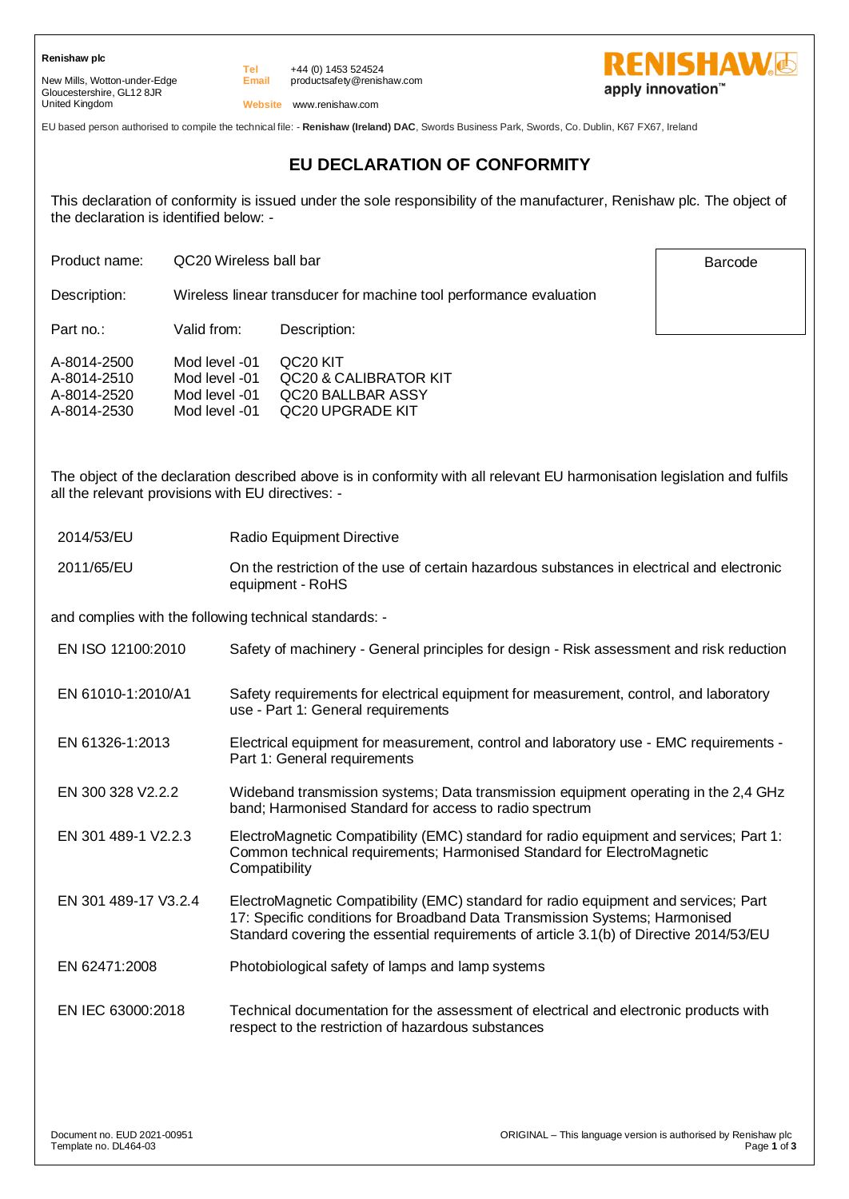**Renishaw plc**

New Mills, Wotton-under-Edge
Gloucestershire, GL12 8JR
United Kingdom

**Tel** +44 (0) 1453 524524
**Email** productsafety@renishaw.com
**Website** www.renishaw.com

RENISHAW apply innovation™

EU based person authorised to compile the technical file: - **Renishaw (Ireland) DAC**, Swords Business Park, Swords, Co. Dublin, K67 FX67, Ireland

# EU DECLARATION OF CONFORMITY

This declaration of conformity is issued under the sole responsibility of the manufacturer, Renishaw plc. The object of the declaration is identified below: -

Product name: QC20 Wireless ball bar

Description: Wireless linear transducer for machine tool performance evaluation

Barcode

| Part no.: | Valid from: | Description: |
|---|---|---|
| A-8014-2500 | Mod level -01 | QC20 KIT |
| A-8014-2510 | Mod level -01 | QC20 & CALIBRATOR KIT |
| A-8014-2520 | Mod level -01 | QC20 BALLBAR ASSY |
| A-8014-2530 | Mod level -01 | QC20 UPGRADE KIT |

The object of the declaration described above is in conformity with all relevant EU harmonisation legislation and fulfils all the relevant provisions with EU directives: -

| | |
|---|---|
| 2014/53/EU | Radio Equipment Directive |
| 2011/65/EU | On the restriction of the use of certain hazardous substances in electrical and electronic equipment - RoHS |

and complies with the following technical standards: -

| | |
|---|---|
| EN ISO 12100:2010 | Safety of machinery - General principles for design - Risk assessment and risk reduction |
| EN 61010-1:2010/A1 | Safety requirements for electrical equipment for measurement, control, and laboratory use - Part 1: General requirements |
| EN 61326-1:2013 | Electrical equipment for measurement, control and laboratory use - EMC requirements - Part 1: General requirements |
| EN 300 328 V2.2.2 | Wideband transmission systems; Data transmission equipment operating in the 2,4 GHz band; Harmonised Standard for access to radio spectrum |
| EN 301 489-1 V2.2.3 | ElectroMagnetic Compatibility (EMC) standard for radio equipment and services; Part 1: Common technical requirements; Harmonised Standard for ElectroMagnetic Compatibility |
| EN 301 489-17 V3.2.4 | ElectroMagnetic Compatibility (EMC) standard for radio equipment and services; Part 17: Specific conditions for Broadband Data Transmission Systems; Harmonised Standard covering the essential requirements of article 3.1(b) of Directive 2014/53/EU |
| EN 62471:2008 | Photobiological safety of lamps and lamp systems |
| EN IEC 63000:2018 | Technical documentation for the assessment of electrical and electronic products with respect to the restriction of hazardous substances |

Document no. EUD 2021-00951
Template no. DL464-03

ORIGINAL – This language version is authorised by Renishaw plc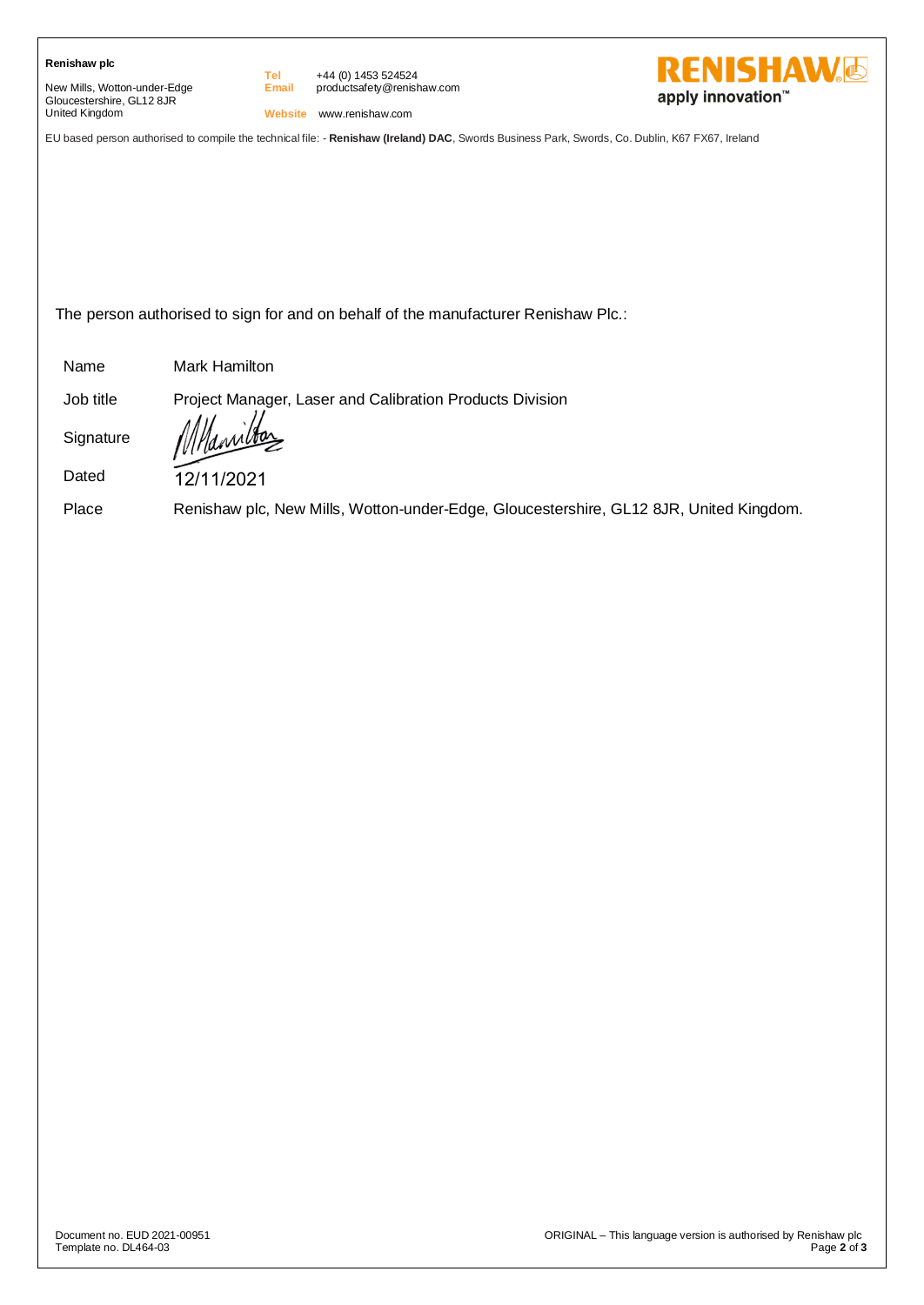The person authorised to sign for and on behalf of the manufacturer Renishaw Plc.:

| | |
|---|---|
| Name | Mark Hamilton |
| Job title | Project Manager, Laser and Calibration Products Division |
| Signature | |
| Dated | 12/11/2021 |
| Place | Renishaw plc, New Mills, Wotton-under-Edge, Gloucestershire, GL12 8JR, United Kingdom. |

Document no. EUD 2021-00951
Template no. DL464-03

ORIGINAL – This language version is authorised by Renishaw plc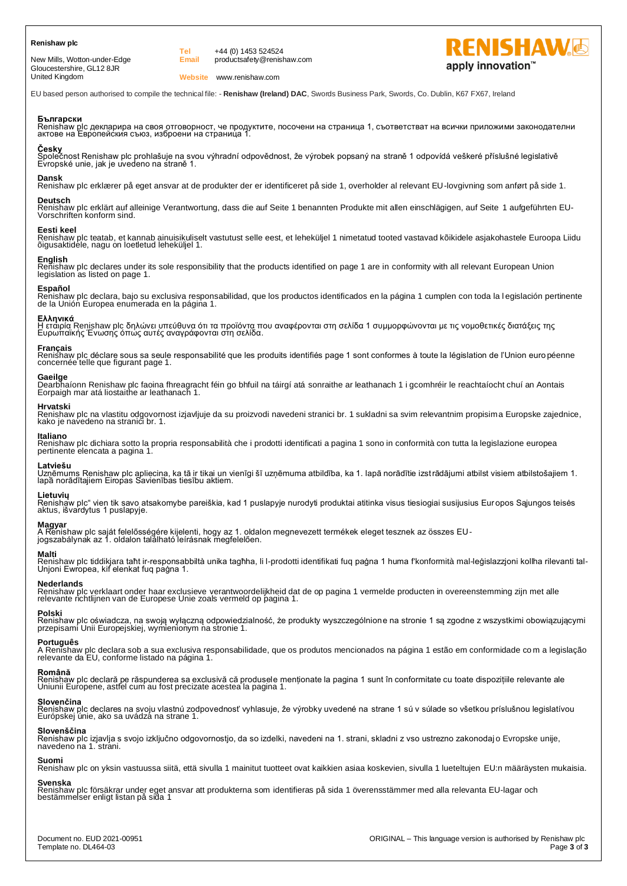**Renishaw plc**

New Mills, Wotton-under-Edge
Gloucestershire, GL12 8JR
United Kingdom

Tel +44 (0) 1453 524524
Email productsafety@renishaw.com
Website www.renishaw.com

RENISHAW
apply innovation™

EU based person authorised to compile the technical file: - **Renishaw (Ireland) DAC**, Swords Business Park, Swords, Co. Dublin, K67 FX67, Ireland

**Български**
Renishaw plc декларира на своя отговорност, че продуктите, посочени на страница 1, съответстват на всички приложими законодателни актове на Европейския съюз, изброени на страница 1.

**Česky**
Společnost Renishaw plc prohlašuje na svou výhradní odpovědnost, že výrobek popsaný na straně 1 odpovídá veškeré příslušné legislativě Evropské unie, jak je uvedeno na straně 1.

**Dansk**
Renishaw plc erklærer på eget ansvar at de produkter der er identificeret på side 1, overholder al relevant EU-lovgivning som anført på side 1.

**Deutsch**
Renishaw plc erklärt auf alleinige Verantwortung, dass die auf Seite 1 benannten Produkte mit allen einschlägigen, auf Seite 1 aufgeführten EU-Vorschriften konform sind.

**Eesti keel**
Renishaw plc teatab, et kannab ainuisikuliselt vastutust selle eest, et leheküljel 1 nimetatud tooted vastavad kõikidele asjakohastele Euroopa Liidu õigusaktidele, nagu on loetletud leheküljel 1.

**English**
Renishaw plc declares under its sole responsibility that the products identified on page 1 are in conformity with all relevant European Union legislation as listed on page 1.

**Español**
Renishaw plc declara, bajo su exclusiva responsabilidad, que los productos identificados en la página 1 cumplen con toda la legislación pertinente de la Unión Europea enumerada en la página 1.

**Ελληνικά**
Η εταιρία Renishaw plc δηλώνει υπεύθυνα ότι τα προϊόντα που αναφέρονται στη σελίδα 1 συμμορφώνονται με τις νομοθετικές διατάξεις της Ευρωπαϊκής Ένωσης όπως αυτές αναγράφονται στη σελίδα.

**Français**
Renishaw plc déclare sous sa seule responsabilité que les produits identifiés page 1 sont conformes à toute la législation de l'Union européenne concernée telle que figurant page 1.

**Gaeilge**
Dearbhaíonn Renishaw plc faoina fhreagracht féin go bhfuil na táirgí atá sonraithe ar leathanach 1 i gcomhréir le reachtaíocht chuí an Aontais Eorpaigh mar atá liostaithe ar leathanach 1.

**Hrvatski**
Renishaw plc na vlastitu odgovornost izjavljuje da su proizvodi navedeni stranici br. 1 sukladni sa svim relevantnim propisima Europske zajednice, kako je navedeno na stranici br. 1.

**Italiano**
Renishaw plc dichiara sotto la propria responsabilità che i prodotti identificati a pagina 1 sono in conformità con tutta la legislazione europea pertinente elencata a pagina 1.

**Latviešu**
Uzņēmums Renishaw plc apliecina, ka tā ir tikai un vienīgi šī uzņēmuma atbildība, ka 1. lapā norādītie izstrādājumi atbilst visiem atbilstošajiem 1. lapā norādītajiem Eiropas Savienības tiesību aktiem.

**Lietuvių**
Renishaw plc" vien tik savo atsakomybe pareiškia, kad 1 puslapyje nurodyti produktai atitinka visus tiesiogiai susijusius Europos Sąjungos teisės aktus, išvardytus 1 puslapyje.

**Magyar**
A Renishaw plc saját felelősségére kijelenti, hogy az 1. oldalon megnevezett termékek eleget tesznek az összes EU-jogszabálynak az 1. oldalon található leírásnak megfelelően.

**Malti**
Renishaw plc tiddikjara taħt ir-responsabbiltà unika tagħha, li l-prodotti identifikati fuq paġna 1 huma f'konformità mal-leġislazzjoni kollha rilevanti tal-Unjoni Ewropea, kif elenkat fuq paġna 1.

**Nederlands**
Renishaw plc verklaart onder haar exclusieve verantwoordelijkheid dat de op pagina 1 vermelde producten in overeenstemming zijn met alle relevante richtlijnen van de Europese Unie zoals vermeld op pagina 1.

**Polski**
Renishaw plc oświadcza, na swoją wyłączną odpowiedzialność, że produkty wyszczególnione na stronie 1 są zgodne z wszystkimi obowiązującymi przepisami Unii Europejskiej, wymienionym na stronie 1.

**Português**
A Renishaw plc declara sob a sua exclusiva responsabilidade, que os produtos mencionados na página 1 estão em conformidade com a legislação relevante da EU, conforme listado na página 1.

**Română**
Renishaw plc declară pe răspunderea sa exclusivă că produsele menționate la pagina 1 sunt în conformitate cu toate dispozițiile relevante ale Uniunii Europene, astfel cum au fost precizate acestea la pagina 1.

**Slovenčina**
Renishaw plc declares na svoju vlastnú zodpovednosť vyhlasuje, že výrobky uvedené na strane 1 sú v súlade so všetkou príslušnou legislatívou Európskej únie, ako sa uvádza na strane 1.

**Slovenščina**
Renishaw plc izjavlja s svojo izključno odgovornostjo, da so izdelki, navedeni na 1. strani, skladni z vso ustrezno zakonodajo Evropske unije, navedeno na 1. strani.

**Suomi**
Renishaw plc on yksin vastuussa siitä, että sivulla 1 mainitut tuotteet ovat kaikkien asiaa koskevien, sivulla 1 lueteltujen EU:n määräysten mukaisia.

**Svenska**
Renishaw plc försäkrar under eget ansvar att produkterna som identifieras på sida 1 överensstämmer med alla relevanta EU-lagar och bestämmelser enligt listan på sida 1

Document no. EUD 2021-00951
Template no. DL464-03

ORIGINAL – This language version is authorised by Renishaw plc